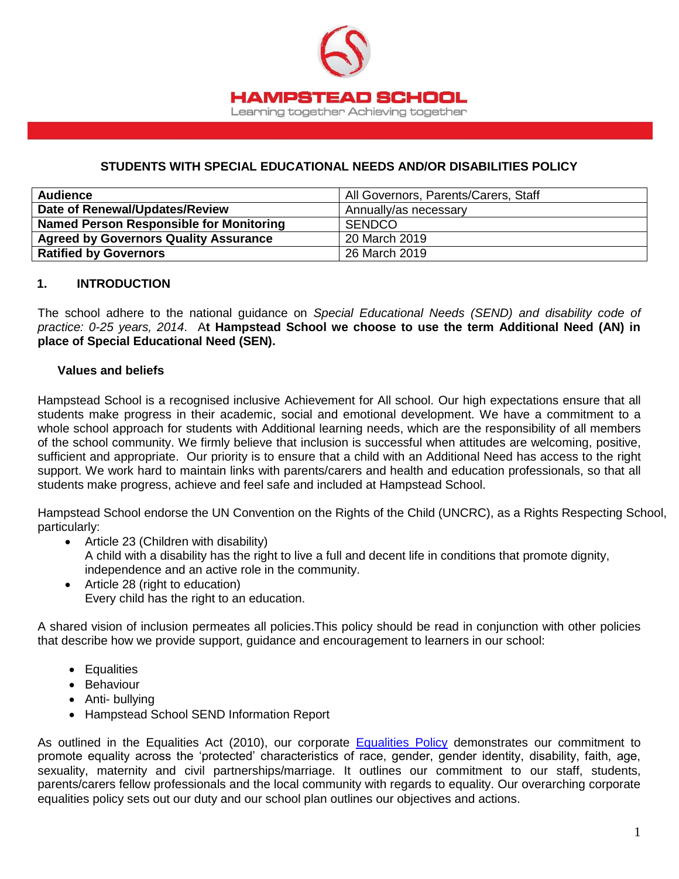HAMPSTEAD SCHOOL

Learning together Achieving together

# STUDENTS WITH SPECIAL EDUCATIONAL NEEDS AND/OR DISABILITIES POLICY

| **Audience** | All Governors, Parents/Carers, Staff |
| --- | --- |
| **Date of Renewal/Updates/Review** | Annually/as necessary |
| **Named Person Responsible for Monitoring** | SENDCO |
| **Agreed by Governors Quality Assurance** | 20 March 2019 |
| **Ratified by Governors** | 26 March 2019 |

## 1. INTRODUCTION

The school adhere to the national guidance on *Special Educational Needs (SEND) and disability code of practice: 0-25 years, 2014*. A**t Hampstead School we choose to use the term Additional Need (AN) in place of Special Educational Need (SEN).**

### Values and beliefs

Hampstead School is a recognised inclusive Achievement for All school. Our high expectations ensure that all students make progress in their academic, social and emotional development. We have a commitment to a whole school approach for students with Additional learning needs, which are the responsibility of all members of the school community. We firmly believe that inclusion is successful when attitudes are welcoming, positive, sufficient and appropriate. Our priority is to ensure that a child with an Additional Need has access to the right support. We work hard to maintain links with parents/carers and health and education professionals, so that all students make progress, achieve and feel safe and included at Hampstead School.

Hampstead School endorse the UN Convention on the Rights of the Child (UNCRC), as a Rights Respecting School, particularly:

- Article 23 (Children with disability)
  A child with a disability has the right to live a full and decent life in conditions that promote dignity, independence and an active role in the community.
- Article 28 (right to education)
  Every child has the right to an education.

A shared vision of inclusion permeates all policies.This policy should be read in conjunction with other policies that describe how we provide support, guidance and encouragement to learners in our school:

- Equalities
- Behaviour
- Anti- bullying
- Hampstead School SEND Information Report

As outlined in the Equalities Act (2010), our corporate Equalities Policy demonstrates our commitment to promote equality across the 'protected' characteristics of race, gender, gender identity, disability, faith, age, sexuality, maternity and civil partnerships/marriage. It outlines our commitment to our staff, students, parents/carers fellow professionals and the local community with regards to equality. Our overarching corporate equalities policy sets out our duty and our school plan outlines our objectives and actions.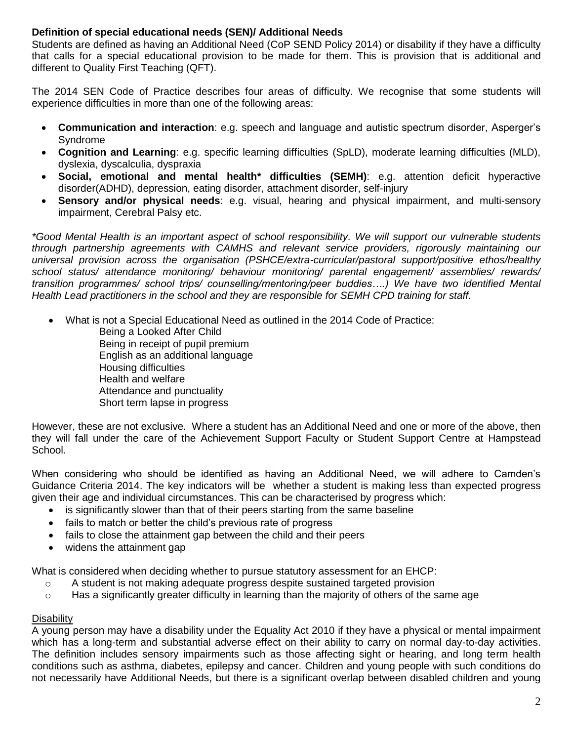**Definition of special educational needs (SEN)/ Additional Needs**

Students are defined as having an Additional Need (CoP SEND Policy 2014) or disability if they have a difficulty that calls for a special educational provision to be made for them. This is provision that is additional and different to Quality First Teaching (QFT).

The 2014 SEN Code of Practice describes four areas of difficulty. We recognise that some students will experience difficulties in more than one of the following areas:

- **Communication and interaction**: e.g. speech and language and autistic spectrum disorder, Asperger's Syndrome
- **Cognition and Learning**: e.g. specific learning difficulties (SpLD), moderate learning difficulties (MLD), dyslexia, dyscalculia, dyspraxia
- **Social, emotional and mental health* difficulties (SEMH)**: e.g. attention deficit hyperactive disorder(ADHD), depression, eating disorder, attachment disorder, self-injury
- **Sensory and/or physical needs**: e.g. visual, hearing and physical impairment, and multi-sensory impairment, Cerebral Palsy etc.

*\*Good Mental Health is an important aspect of school responsibility. We will support our vulnerable students through partnership agreements with CAMHS and relevant service providers, rigorously maintaining our universal provision across the organisation (PSHCE/extra-curricular/pastoral support/positive ethos/healthy school status/ attendance monitoring/ behaviour monitoring/ parental engagement/ assemblies/ rewards/ transition programmes/ school trips/ counselling/mentoring/peer buddies….) We have two identified Mental Health Lead practitioners in the school and they are responsible for SEMH CPD training for staff.*

- What is not a Special Educational Need as outlined in the 2014 Code of Practice:
  - Being a Looked After Child
  - Being in receipt of pupil premium
  - English as an additional language
  - Housing difficulties
  - Health and welfare
  - Attendance and punctuality
  - Short term lapse in progress

However, these are not exclusive. Where a student has an Additional Need and one or more of the above, then they will fall under the care of the Achievement Support Faculty or Student Support Centre at Hampstead School.

When considering who should be identified as having an Additional Need, we will adhere to Camden's Guidance Criteria 2014. The key indicators will be whether a student is making less than expected progress given their age and individual circumstances. This can be characterised by progress which:

- is significantly slower than that of their peers starting from the same baseline
- fails to match or better the child's previous rate of progress
- fails to close the attainment gap between the child and their peers
- widens the attainment gap

What is considered when deciding whether to pursue statutory assessment for an EHCP:

- A student is not making adequate progress despite sustained targeted provision
- Has a significantly greater difficulty in learning than the majority of others of the same age

Disability

A young person may have a disability under the Equality Act 2010 if they have a physical or mental impairment which has a long-term and substantial adverse effect on their ability to carry on normal day-to-day activities. The definition includes sensory impairments such as those affecting sight or hearing, and long term health conditions such as asthma, diabetes, epilepsy and cancer. Children and young people with such conditions do not necessarily have Additional Needs, but there is a significant overlap between disabled children and young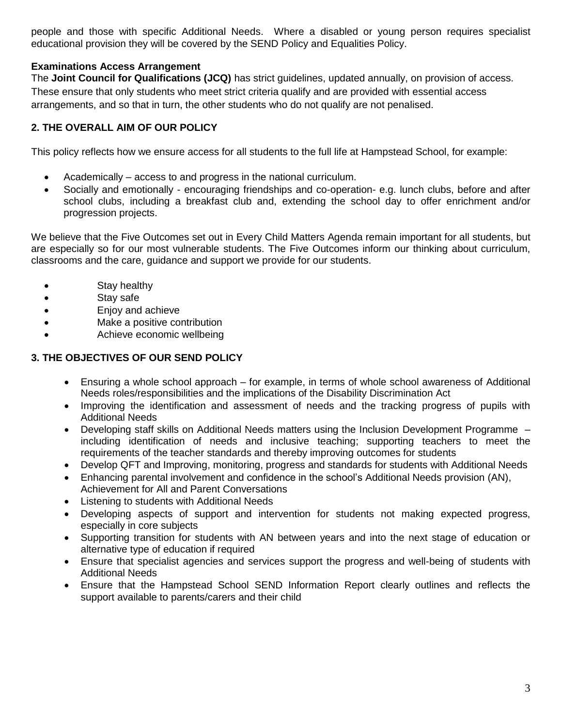people and those with specific Additional Needs. Where a disabled or young person requires specialist educational provision they will be covered by the SEND Policy and Equalities Policy.

**Examinations Access Arrangement**

The **Joint Council for Qualifications (JCQ)** has strict guidelines, updated annually, on provision of access. These ensure that only students who meet strict criteria qualify and are provided with essential access arrangements, and so that in turn, the other students who do not qualify are not penalised.

## 2. THE OVERALL AIM OF OUR POLICY

This policy reflects how we ensure access for all students to the full life at Hampstead School, for example:

- Academically – access to and progress in the national curriculum.
- Socially and emotionally - encouraging friendships and co-operation- e.g. lunch clubs, before and after school clubs, including a breakfast club and, extending the school day to offer enrichment and/or progression projects.

We believe that the Five Outcomes set out in Every Child Matters Agenda remain important for all students, but are especially so for our most vulnerable students. The Five Outcomes inform our thinking about curriculum, classrooms and the care, guidance and support we provide for our students.

- Stay healthy
- Stay safe
- Enjoy and achieve
- Make a positive contribution
- Achieve economic wellbeing

## 3. THE OBJECTIVES OF OUR SEND POLICY

- Ensuring a whole school approach – for example, in terms of whole school awareness of Additional Needs roles/responsibilities and the implications of the Disability Discrimination Act
- Improving the identification and assessment of needs and the tracking progress of pupils with Additional Needs
- Developing staff skills on Additional Needs matters using the Inclusion Development Programme – including identification of needs and inclusive teaching; supporting teachers to meet the requirements of the teacher standards and thereby improving outcomes for students
- Develop QFT and Improving, monitoring, progress and standards for students with Additional Needs
- Enhancing parental involvement and confidence in the school's Additional Needs provision (AN), Achievement for All and Parent Conversations
- Listening to students with Additional Needs
- Developing aspects of support and intervention for students not making expected progress, especially in core subjects
- Supporting transition for students with AN between years and into the next stage of education or alternative type of education if required
- Ensure that specialist agencies and services support the progress and well-being of students with Additional Needs
- Ensure that the Hampstead School SEND Information Report clearly outlines and reflects the support available to parents/carers and their child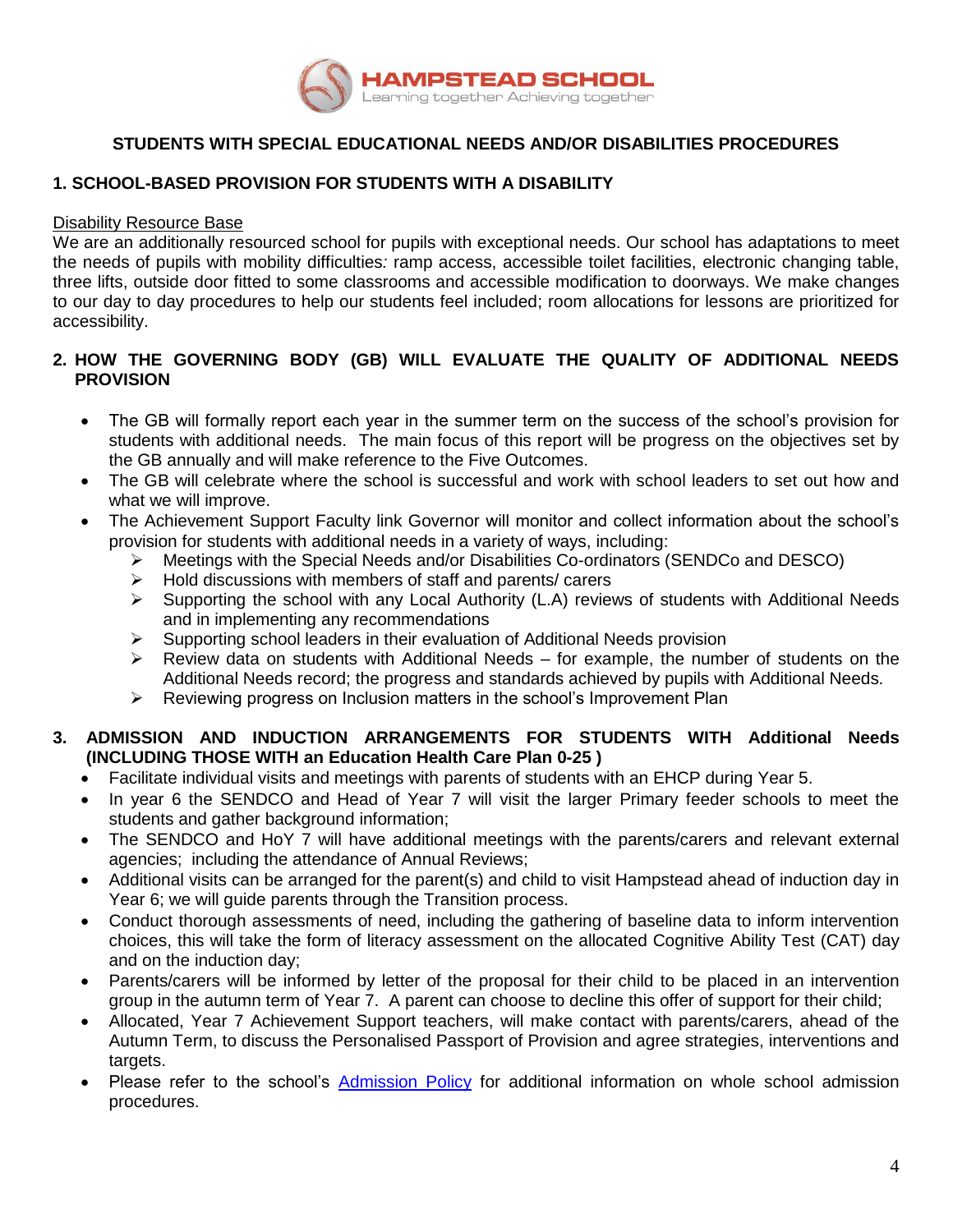HAMPSTEAD SCHOOL
Learning together Achieving together

## STUDENTS WITH SPECIAL EDUCATIONAL NEEDS AND/OR DISABILITIES PROCEDURES

### 1. SCHOOL-BASED PROVISION FOR STUDENTS WITH A DISABILITY

Disability Resource Base

We are an additionally resourced school for pupils with exceptional needs. Our school has adaptations to meet the needs of pupils with mobility difficulties: ramp access, accessible toilet facilities, electronic changing table, three lifts, outside door fitted to some classrooms and accessible modification to doorways. We make changes to our day to day procedures to help our students feel included; room allocations for lessons are prioritized for accessibility.

### 2. HOW THE GOVERNING BODY (GB) WILL EVALUATE THE QUALITY OF ADDITIONAL NEEDS PROVISION

- The GB will formally report each year in the summer term on the success of the school's provision for students with additional needs. The main focus of this report will be progress on the objectives set by the GB annually and will make reference to the Five Outcomes.
- The GB will celebrate where the school is successful and work with school leaders to set out how and what we will improve.
- The Achievement Support Faculty link Governor will monitor and collect information about the school's provision for students with additional needs in a variety of ways, including:
  - Meetings with the Special Needs and/or Disabilities Co-ordinators (SENDCo and DESCO)
  - Hold discussions with members of staff and parents/ carers
  - Supporting the school with any Local Authority (L.A) reviews of students with Additional Needs and in implementing any recommendations
  - Supporting school leaders in their evaluation of Additional Needs provision
  - Review data on students with Additional Needs – for example, the number of students on the Additional Needs record; the progress and standards achieved by pupils with Additional Needs.
  - Reviewing progress on Inclusion matters in the school's Improvement Plan

### 3. ADMISSION AND INDUCTION ARRANGEMENTS FOR STUDENTS WITH Additional Needs (INCLUDING THOSE WITH an Education Health Care Plan 0-25 )

- Facilitate individual visits and meetings with parents of students with an EHCP during Year 5.
- In year 6 the SENDCO and Head of Year 7 will visit the larger Primary feeder schools to meet the students and gather background information;
- The SENDCO and HoY 7 will have additional meetings with the parents/carers and relevant external agencies; including the attendance of Annual Reviews;
- Additional visits can be arranged for the parent(s) and child to visit Hampstead ahead of induction day in Year 6; we will guide parents through the Transition process.
- Conduct thorough assessments of need, including the gathering of baseline data to inform intervention choices, this will take the form of literacy assessment on the allocated Cognitive Ability Test (CAT) day and on the induction day;
- Parents/carers will be informed by letter of the proposal for their child to be placed in an intervention group in the autumn term of Year 7. A parent can choose to decline this offer of support for their child;
- Allocated, Year 7 Achievement Support teachers, will make contact with parents/carers, ahead of the Autumn Term, to discuss the Personalised Passport of Provision and agree strategies, interventions and targets.
- Please refer to the school's Admission Policy for additional information on whole school admission procedures.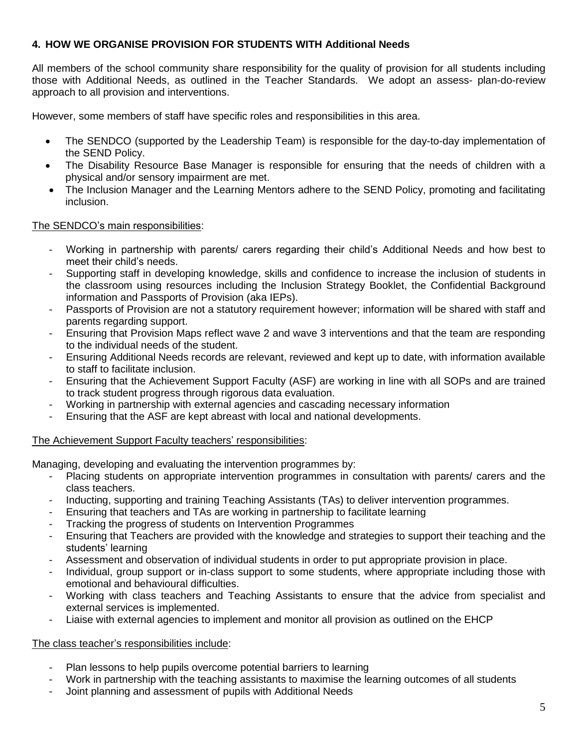## 4. HOW WE ORGANISE PROVISION FOR STUDENTS WITH Additional Needs

All members of the school community share responsibility for the quality of provision for all students including those with Additional Needs, as outlined in the Teacher Standards. We adopt an assess- plan-do-review approach to all provision and interventions.

However, some members of staff have specific roles and responsibilities in this area.

- The SENDCO (supported by the Leadership Team) is responsible for the day-to-day implementation of the SEND Policy.
- The Disability Resource Base Manager is responsible for ensuring that the needs of children with a physical and/or sensory impairment are met.
- The Inclusion Manager and the Learning Mentors adhere to the SEND Policy, promoting and facilitating inclusion.

<u>The SENDCO's main responsibilities</u>:

- Working in partnership with parents/ carers regarding their child's Additional Needs and how best to meet their child's needs.
- Supporting staff in developing knowledge, skills and confidence to increase the inclusion of students in the classroom using resources including the Inclusion Strategy Booklet, the Confidential Background information and Passports of Provision (aka IEPs).
- Passports of Provision are not a statutory requirement however; information will be shared with staff and parents regarding support.
- Ensuring that Provision Maps reflect wave 2 and wave 3 interventions and that the team are responding to the individual needs of the student.
- Ensuring Additional Needs records are relevant, reviewed and kept up to date, with information available to staff to facilitate inclusion.
- Ensuring that the Achievement Support Faculty (ASF) are working in line with all SOPs and are trained to track student progress through rigorous data evaluation.
- Working in partnership with external agencies and cascading necessary information
- Ensuring that the ASF are kept abreast with local and national developments.

<u>The Achievement Support Faculty teachers' responsibilities</u>:

Managing, developing and evaluating the intervention programmes by:

- Placing students on appropriate intervention programmes in consultation with parents/ carers and the class teachers.
- Inducting, supporting and training Teaching Assistants (TAs) to deliver intervention programmes.
- Ensuring that teachers and TAs are working in partnership to facilitate learning
- Tracking the progress of students on Intervention Programmes
- Ensuring that Teachers are provided with the knowledge and strategies to support their teaching and the students' learning
- Assessment and observation of individual students in order to put appropriate provision in place.
- Individual, group support or in-class support to some students, where appropriate including those with emotional and behavioural difficulties.
- Working with class teachers and Teaching Assistants to ensure that the advice from specialist and external services is implemented.
- Liaise with external agencies to implement and monitor all provision as outlined on the EHCP

<u>The class teacher's responsibilities include</u>:

- Plan lessons to help pupils overcome potential barriers to learning
- Work in partnership with the teaching assistants to maximise the learning outcomes of all students
- Joint planning and assessment of pupils with Additional Needs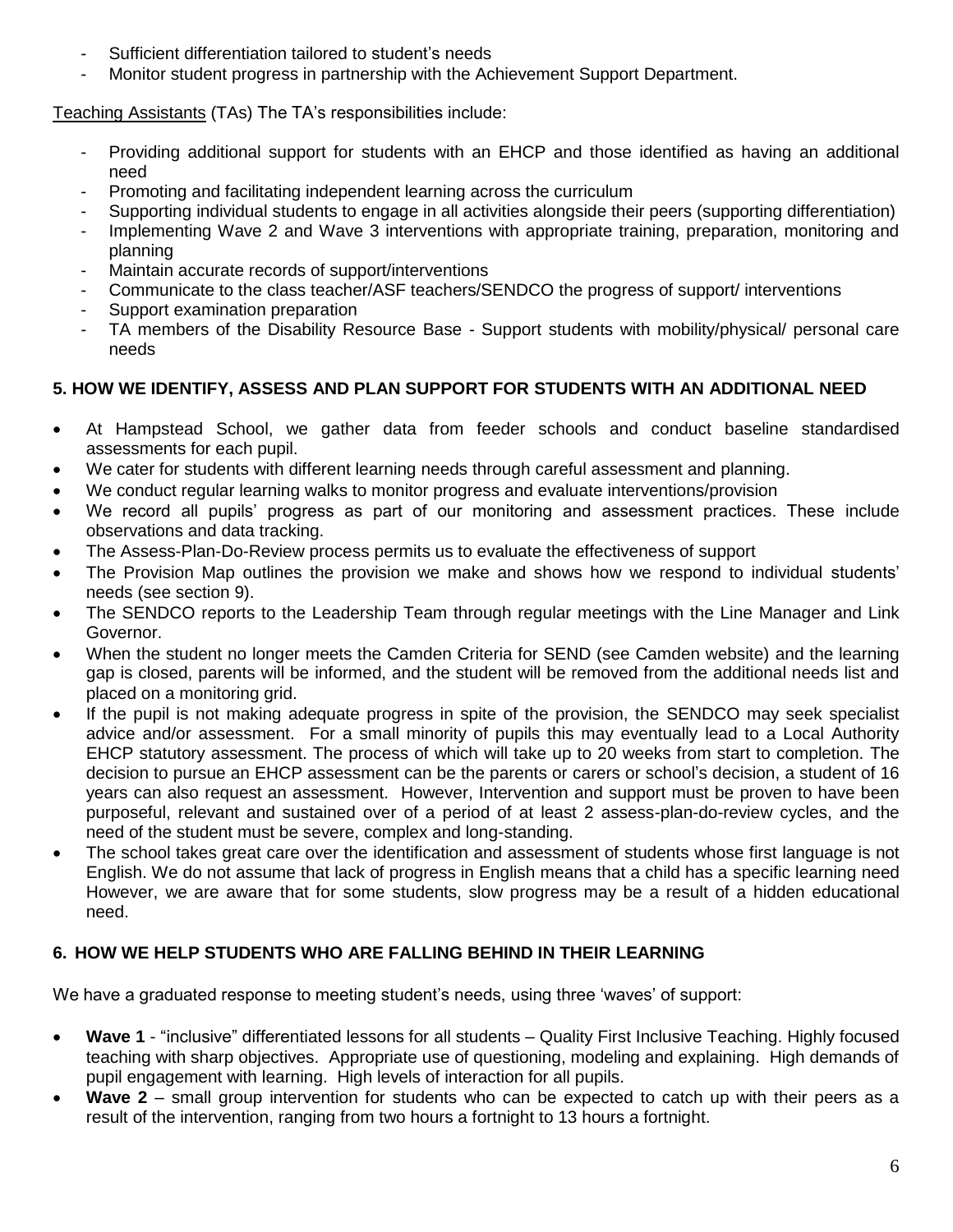- Sufficient differentiation tailored to student's needs
- Monitor student progress in partnership with the Achievement Support Department.

Teaching Assistants (TAs) The TA's responsibilities include:

- Providing additional support for students with an EHCP and those identified as having an additional need
- Promoting and facilitating independent learning across the curriculum
- Supporting individual students to engage in all activities alongside their peers (supporting differentiation)
- Implementing Wave 2 and Wave 3 interventions with appropriate training, preparation, monitoring and planning
- Maintain accurate records of support/interventions
- Communicate to the class teacher/ASF teachers/SENDCO the progress of support/ interventions
- Support examination preparation
- TA members of the Disability Resource Base - Support students with mobility/physical/ personal care needs

## 5. HOW WE IDENTIFY, ASSESS AND PLAN SUPPORT FOR STUDENTS WITH AN ADDITIONAL NEED

- At Hampstead School, we gather data from feeder schools and conduct baseline standardised assessments for each pupil.
- We cater for students with different learning needs through careful assessment and planning.
- We conduct regular learning walks to monitor progress and evaluate interventions/provision
- We record all pupils' progress as part of our monitoring and assessment practices. These include observations and data tracking.
- The Assess-Plan-Do-Review process permits us to evaluate the effectiveness of support
- The Provision Map outlines the provision we make and shows how we respond to individual students' needs (see section 9).
- The SENDCO reports to the Leadership Team through regular meetings with the Line Manager and Link Governor.
- When the student no longer meets the Camden Criteria for SEND (see Camden website) and the learning gap is closed, parents will be informed, and the student will be removed from the additional needs list and placed on a monitoring grid.
- If the pupil is not making adequate progress in spite of the provision, the SENDCO may seek specialist advice and/or assessment. For a small minority of pupils this may eventually lead to a Local Authority EHCP statutory assessment. The process of which will take up to 20 weeks from start to completion. The decision to pursue an EHCP assessment can be the parents or carers or school's decision, a student of 16 years can also request an assessment. However, Intervention and support must be proven to have been purposeful, relevant and sustained over of a period of at least 2 assess-plan-do-review cycles, and the need of the student must be severe, complex and long-standing.
- The school takes great care over the identification and assessment of students whose first language is not English. We do not assume that lack of progress in English means that a child has a specific learning need However, we are aware that for some students, slow progress may be a result of a hidden educational need.

## 6. HOW WE HELP STUDENTS WHO ARE FALLING BEHIND IN THEIR LEARNING

We have a graduated response to meeting student's needs, using three 'waves' of support:

- **Wave 1** - "inclusive" differentiated lessons for all students – Quality First Inclusive Teaching. Highly focused teaching with sharp objectives. Appropriate use of questioning, modeling and explaining. High demands of pupil engagement with learning. High levels of interaction for all pupils.
- **Wave 2** – small group intervention for students who can be expected to catch up with their peers as a result of the intervention, ranging from two hours a fortnight to 13 hours a fortnight.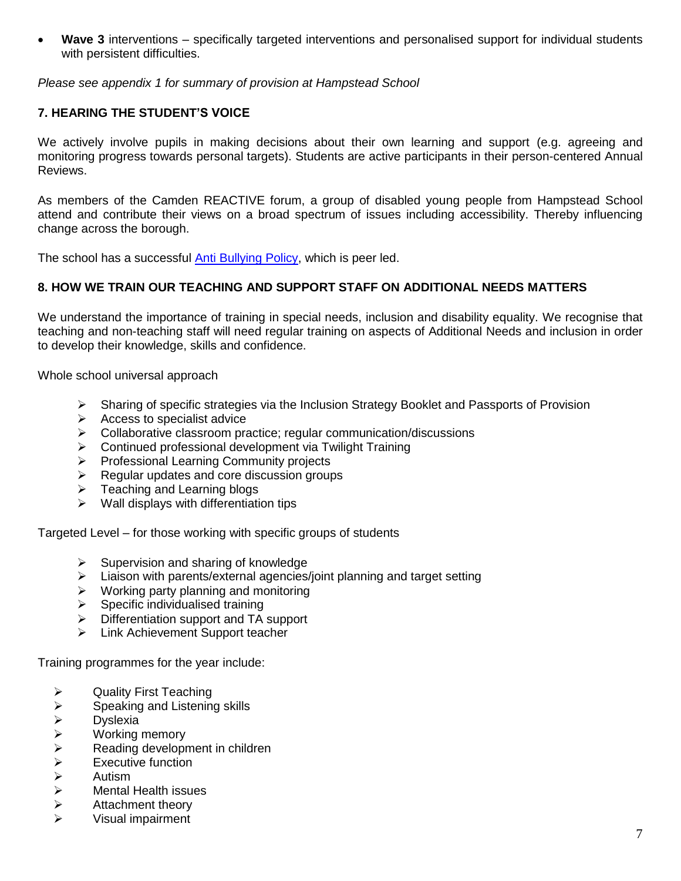- **Wave 3** interventions – specifically targeted interventions and personalised support for individual students with persistent difficulties.

*Please see appendix 1 for summary of provision at Hampstead School*

### 7. HEARING THE STUDENT'S VOICE

We actively involve pupils in making decisions about their own learning and support (e.g. agreeing and monitoring progress towards personal targets). Students are active participants in their person-centered Annual Reviews.

As members of the Camden REACTIVE forum, a group of disabled young people from Hampstead School attend and contribute their views on a broad spectrum of issues including accessibility. Thereby influencing change across the borough.

The school has a successful Anti Bullying Policy, which is peer led.

### 8. HOW WE TRAIN OUR TEACHING AND SUPPORT STAFF ON ADDITIONAL NEEDS MATTERS

We understand the importance of training in special needs, inclusion and disability equality. We recognise that teaching and non-teaching staff will need regular training on aspects of Additional Needs and inclusion in order to develop their knowledge, skills and confidence.

Whole school universal approach

- Sharing of specific strategies via the Inclusion Strategy Booklet and Passports of Provision
- Access to specialist advice
- Collaborative classroom practice; regular communication/discussions
- Continued professional development via Twilight Training
- Professional Learning Community projects
- Regular updates and core discussion groups
- Teaching and Learning blogs
- Wall displays with differentiation tips

Targeted Level – for those working with specific groups of students

- Supervision and sharing of knowledge
- Liaison with parents/external agencies/joint planning and target setting
- Working party planning and monitoring
- Specific individualised training
- Differentiation support and TA support
- Link Achievement Support teacher

Training programmes for the year include:

- Quality First Teaching
- Speaking and Listening skills
- Dyslexia
- Working memory
- Reading development in children
- Executive function
- Autism
- Mental Health issues
- Attachment theory
- Visual impairment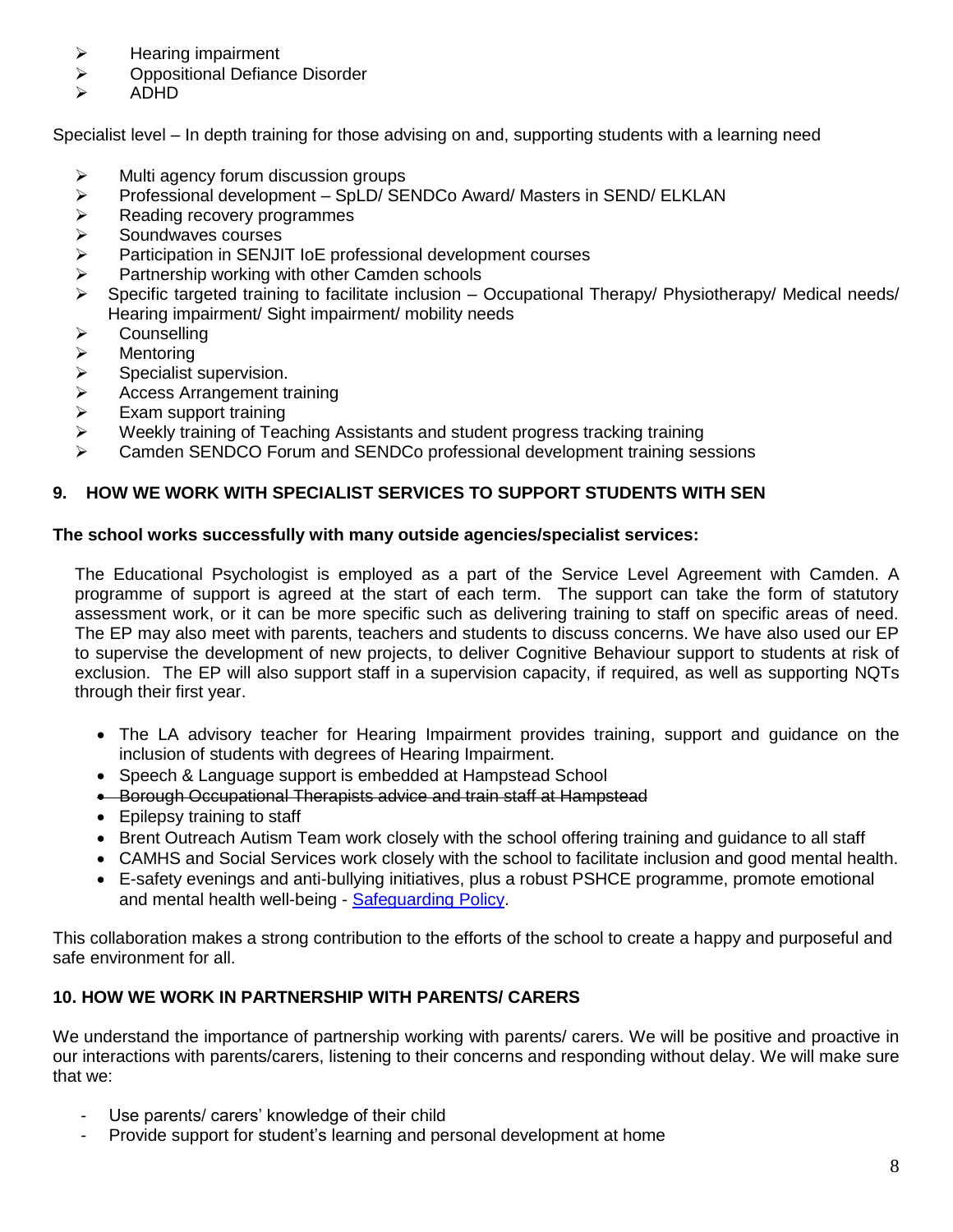- Hearing impairment
- Oppositional Defiance Disorder
- ADHD

Specialist level – In depth training for those advising on and, supporting students with a learning need

- Multi agency forum discussion groups
- Professional development – SpLD/ SENDCo Award/ Masters in SEND/ ELKLAN
- Reading recovery programmes
- Soundwaves courses
- Participation in SENJIT IoE professional development courses
- Partnership working with other Camden schools
- Specific targeted training to facilitate inclusion – Occupational Therapy/ Physiotherapy/ Medical needs/ Hearing impairment/ Sight impairment/ mobility needs
- Counselling
- Mentoring
- Specialist supervision.
- Access Arrangement training
- Exam support training
- Weekly training of Teaching Assistants and student progress tracking training
- Camden SENDCO Forum and SENDCo professional development training sessions

## 9. HOW WE WORK WITH SPECIALIST SERVICES TO SUPPORT STUDENTS WITH SEN

**The school works successfully with many outside agencies/specialist services:**

The Educational Psychologist is employed as a part of the Service Level Agreement with Camden. A programme of support is agreed at the start of each term. The support can take the form of statutory assessment work, or it can be more specific such as delivering training to staff on specific areas of need. The EP may also meet with parents, teachers and students to discuss concerns. We have also used our EP to supervise the development of new projects, to deliver Cognitive Behaviour support to students at risk of exclusion. The EP will also support staff in a supervision capacity, if required, as well as supporting NQTs through their first year.

- The LA advisory teacher for Hearing Impairment provides training, support and guidance on the inclusion of students with degrees of Hearing Impairment.
- Speech & Language support is embedded at Hampstead School
- ~~Borough Occupational Therapists advice and train staff at Hampstead~~
- Epilepsy training to staff
- Brent Outreach Autism Team work closely with the school offering training and guidance to all staff
- CAMHS and Social Services work closely with the school to facilitate inclusion and good mental health.
- E-safety evenings and anti-bullying initiatives, plus a robust PSHCE programme, promote emotional and mental health well-being - Safeguarding Policy.

This collaboration makes a strong contribution to the efforts of the school to create a happy and purposeful and safe environment for all.

## 10. HOW WE WORK IN PARTNERSHIP WITH PARENTS/ CARERS

We understand the importance of partnership working with parents/ carers. We will be positive and proactive in our interactions with parents/carers, listening to their concerns and responding without delay. We will make sure that we:

- Use parents/ carers' knowledge of their child
- Provide support for student's learning and personal development at home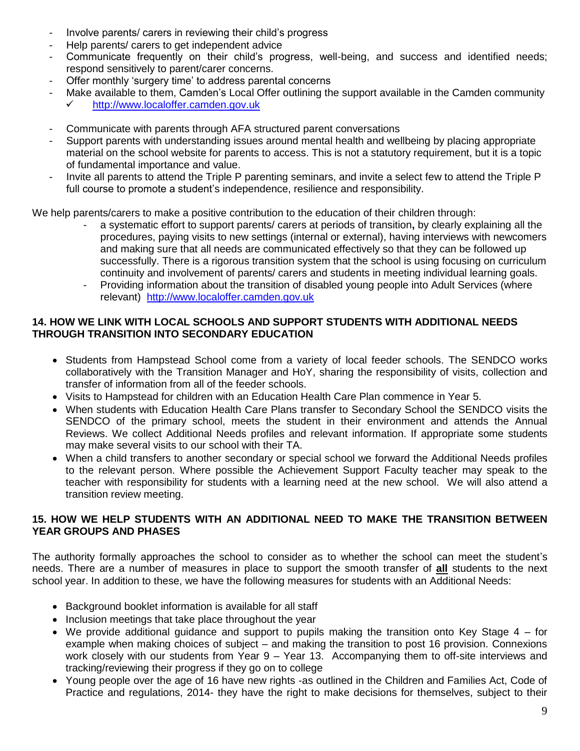- Involve parents/ carers in reviewing their child's progress
- Help parents/ carers to get independent advice
- Communicate frequently on their child's progress, well-being, and success and identified needs; respond sensitively to parent/carer concerns.
- Offer monthly 'surgery time' to address parental concerns
- Make available to them, Camden's Local Offer outlining the support available in the Camden community
  - ✓ http://www.localoffer.camden.gov.uk
- Communicate with parents through AFA structured parent conversations
- Support parents with understanding issues around mental health and wellbeing by placing appropriate material on the school website for parents to access. This is not a statutory requirement, but it is a topic of fundamental importance and value.
- Invite all parents to attend the Triple P parenting seminars, and invite a select few to attend the Triple P full course to promote a student's independence, resilience and responsibility.

We help parents/carers to make a positive contribution to the education of their children through:

- a systematic effort to support parents/ carers at periods of transition**,** by clearly explaining all the procedures, paying visits to new settings (internal or external), having interviews with newcomers and making sure that all needs are communicated effectively so that they can be followed up successfully. There is a rigorous transition system that the school is using focusing on curriculum continuity and involvement of parents/ carers and students in meeting individual learning goals.
- Providing information about the transition of disabled young people into Adult Services (where relevant) http://www.localoffer.camden.gov.uk

## 14. HOW WE LINK WITH LOCAL SCHOOLS AND SUPPORT STUDENTS WITH ADDITIONAL NEEDS THROUGH TRANSITION INTO SECONDARY EDUCATION

- Students from Hampstead School come from a variety of local feeder schools. The SENDCO works collaboratively with the Transition Manager and HoY, sharing the responsibility of visits, collection and transfer of information from all of the feeder schools.
- Visits to Hampstead for children with an Education Health Care Plan commence in Year 5.
- When students with Education Health Care Plans transfer to Secondary School the SENDCO visits the SENDCO of the primary school, meets the student in their environment and attends the Annual Reviews. We collect Additional Needs profiles and relevant information. If appropriate some students may make several visits to our school with their TA.
- When a child transfers to another secondary or special school we forward the Additional Needs profiles to the relevant person. Where possible the Achievement Support Faculty teacher may speak to the teacher with responsibility for students with a learning need at the new school. We will also attend a transition review meeting.

## 15. HOW WE HELP STUDENTS WITH AN ADDITIONAL NEED TO MAKE THE TRANSITION BETWEEN YEAR GROUPS AND PHASES

The authority formally approaches the school to consider as to whether the school can meet the student's needs. There are a number of measures in place to support the smooth transfer of **all** students to the next school year. In addition to these, we have the following measures for students with an Additional Needs:

- Background booklet information is available for all staff
- Inclusion meetings that take place throughout the year
- We provide additional guidance and support to pupils making the transition onto Key Stage 4 – for example when making choices of subject – and making the transition to post 16 provision. Connexions work closely with our students from Year 9 – Year 13. Accompanying them to off-site interviews and tracking/reviewing their progress if they go on to college
- Young people over the age of 16 have new rights -as outlined in the Children and Families Act, Code of Practice and regulations, 2014- they have the right to make decisions for themselves, subject to their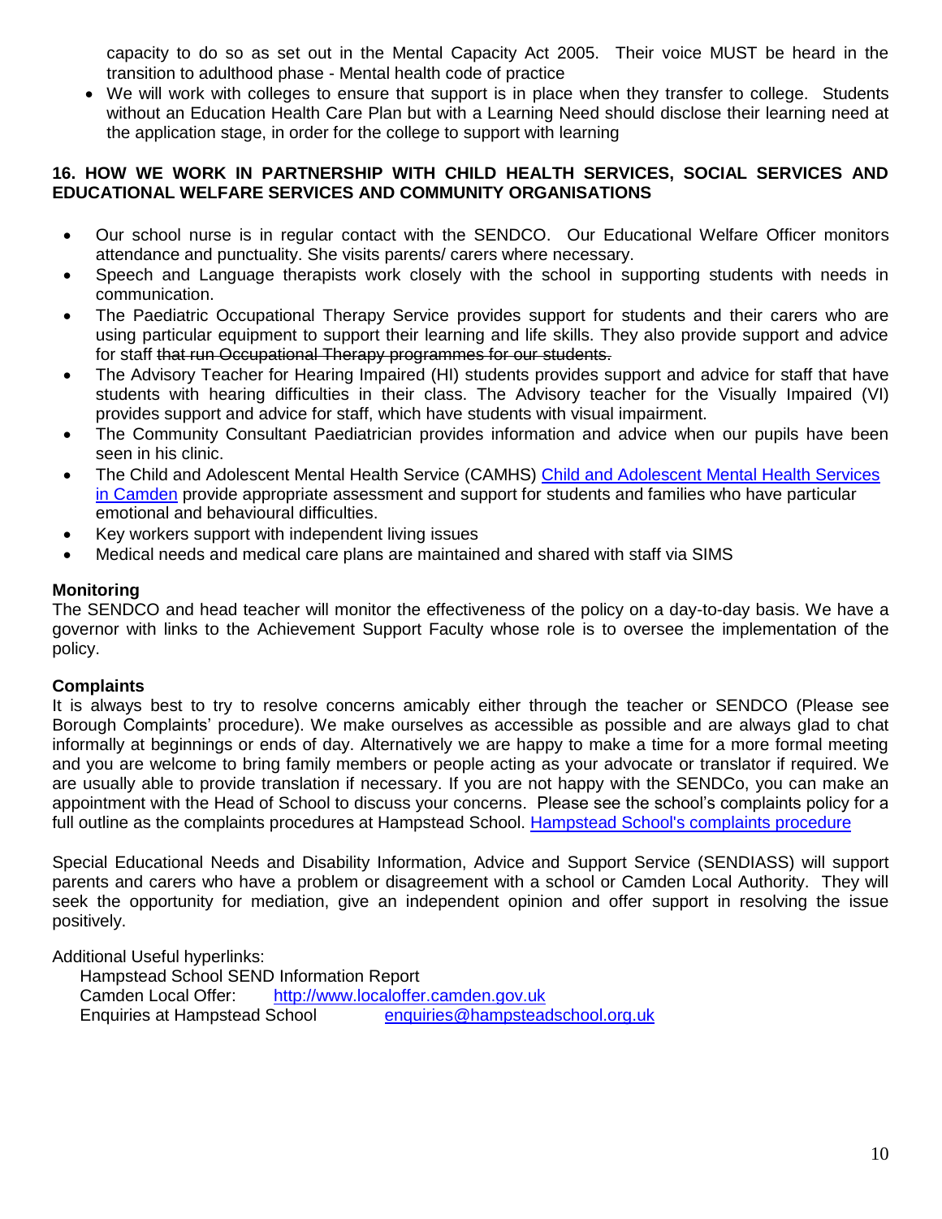capacity to do so as set out in the Mental Capacity Act 2005. Their voice MUST be heard in the transition to adulthood phase - Mental health code of practice

- We will work with colleges to ensure that support is in place when they transfer to college. Students without an Education Health Care Plan but with a Learning Need should disclose their learning need at the application stage, in order for the college to support with learning

## 16. HOW WE WORK IN PARTNERSHIP WITH CHILD HEALTH SERVICES, SOCIAL SERVICES AND EDUCATIONAL WELFARE SERVICES AND COMMUNITY ORGANISATIONS

- Our school nurse is in regular contact with the SENDCO. Our Educational Welfare Officer monitors attendance and punctuality. She visits parents/ carers where necessary.
- Speech and Language therapists work closely with the school in supporting students with needs in communication.
- The Paediatric Occupational Therapy Service provides support for students and their carers who are using particular equipment to support their learning and life skills. They also provide support and advice for staff ~~that run Occupational Therapy programmes for our students.~~
- The Advisory Teacher for Hearing Impaired (HI) students provides support and advice for staff that have students with hearing difficulties in their class. The Advisory teacher for the Visually Impaired (VI) provides support and advice for staff, which have students with visual impairment.
- The Community Consultant Paediatrician provides information and advice when our pupils have been seen in his clinic.
- The Child and Adolescent Mental Health Service (CAMHS) Child and Adolescent Mental Health Services in Camden provide appropriate assessment and support for students and families who have particular emotional and behavioural difficulties.
- Key workers support with independent living issues
- Medical needs and medical care plans are maintained and shared with staff via SIMS

**Monitoring**

The SENDCO and head teacher will monitor the effectiveness of the policy on a day-to-day basis. We have a governor with links to the Achievement Support Faculty whose role is to oversee the implementation of the policy.

**Complaints**

It is always best to try to resolve concerns amicably either through the teacher or SENDCO (Please see Borough Complaints' procedure). We make ourselves as accessible as possible and are always glad to chat informally at beginnings or ends of day. Alternatively we are happy to make a time for a more formal meeting and you are welcome to bring family members or people acting as your advocate or translator if required. We are usually able to provide translation if necessary. If you are not happy with the SENDCo, you can make an appointment with the Head of School to discuss your concerns. Please see the school's complaints policy for a full outline as the complaints procedures at Hampstead School. Hampstead School's complaints procedure

Special Educational Needs and Disability Information, Advice and Support Service (SENDIASS) will support parents and carers who have a problem or disagreement with a school or Camden Local Authority. They will seek the opportunity for mediation, give an independent opinion and offer support in resolving the issue positively.

Additional Useful hyperlinks:

Hampstead School SEND Information Report
Camden Local Offer: http://www.localoffer.camden.gov.uk
Enquiries at Hampstead School enquiries@hampsteadschool.org.uk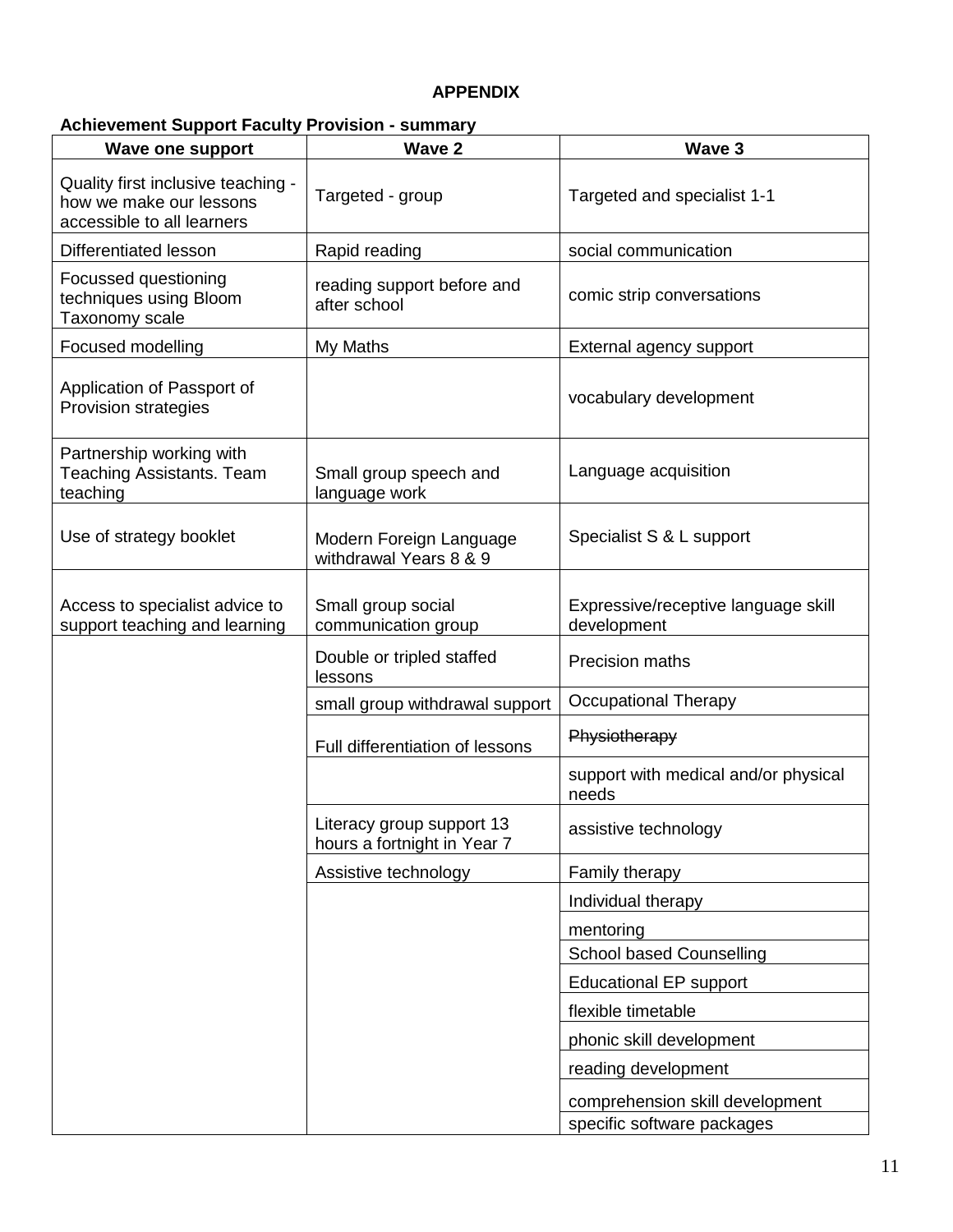**APPENDIX**

**Achievement Support Faculty Provision - summary**

| Wave one support | Wave 2 | Wave 3 |
|---|---|---|
| Quality first inclusive teaching - how we make our lessons accessible to all learners | Targeted - group | Targeted and specialist 1-1 |
| Differentiated lesson | Rapid reading | social communication |
| Focussed questioning techniques using Bloom Taxonomy scale | reading support before and after school | comic strip conversations |
| Focused modelling | My Maths | External agency support |
| Application of Passport of Provision strategies | | vocabulary development |
| Partnership working with Teaching Assistants. Team teaching | Small group speech and language work | Language acquisition |
| Use of strategy booklet | Modern Foreign Language withdrawal Years 8 & 9 | Specialist S & L support |
| Access to specialist advice to support teaching and learning | Small group social communication group | Expressive/receptive language skill development |
| | Double or tripled staffed lessons | Precision maths |
| | small group withdrawal support | Occupational Therapy |
| | Full differentiation of lessons | ~~Physiotherapy~~ |
| | | support with medical and/or physical needs |
| | Literacy group support 13 hours a fortnight in Year 7 | assistive technology |
| | Assistive technology | Family therapy |
| | | Individual therapy |
| | | mentoring |
| | | School based Counselling |
| | | Educational EP support |
| | | flexible timetable |
| | | phonic skill development |
| | | reading development |
| | | comprehension skill development |
| | | specific software packages |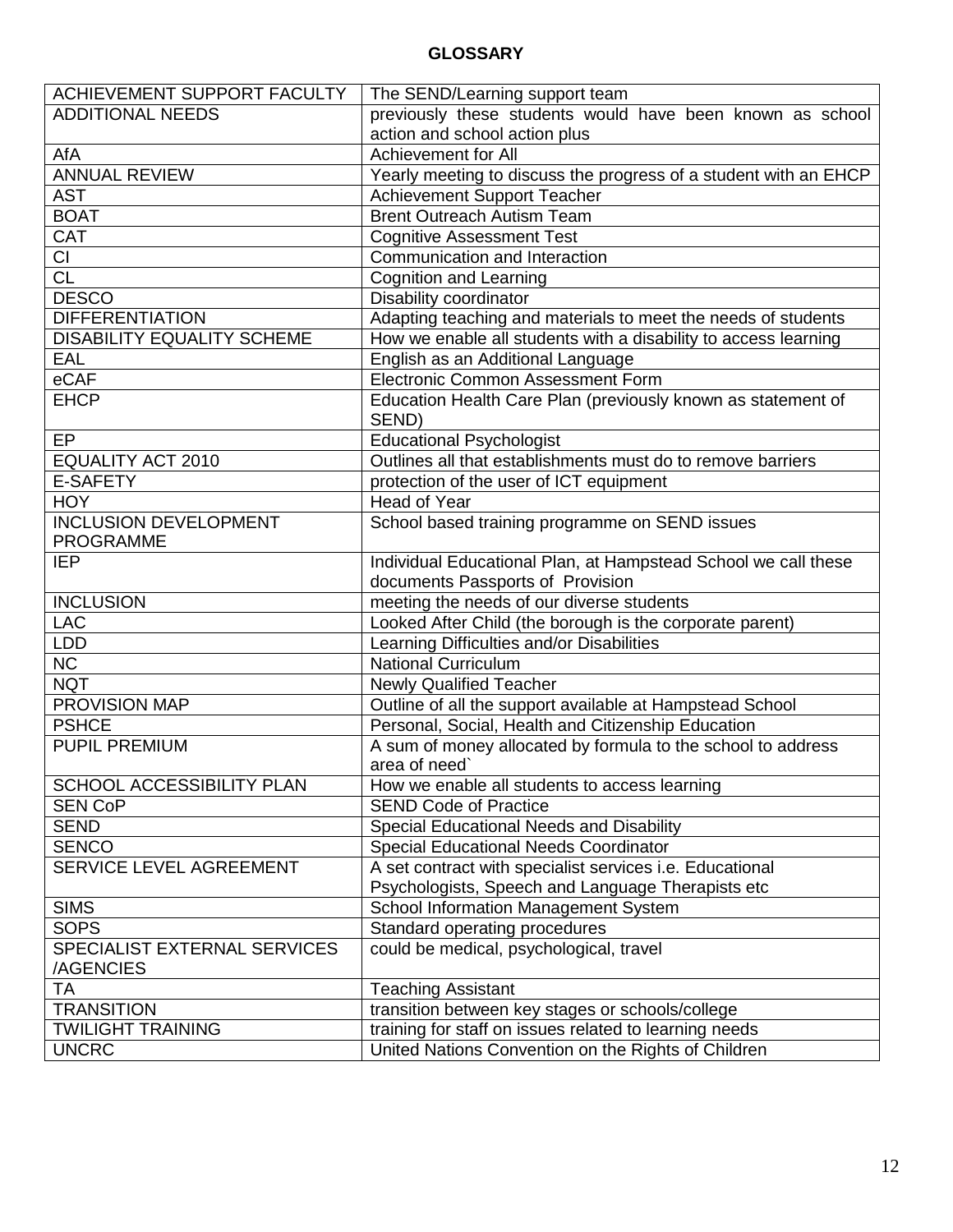**GLOSSARY**

| | |
|---|---|
| ACHIEVEMENT SUPPORT FACULTY | The SEND/Learning support team |
| ADDITIONAL NEEDS | previously these students would have been known as school action and school action plus |
| AfA | Achievement for All |
| ANNUAL REVIEW | Yearly meeting to discuss the progress of a student with an EHCP |
| AST | Achievement Support Teacher |
| BOAT | Brent Outreach Autism Team |
| CAT | Cognitive Assessment Test |
| CI | Communication and Interaction |
| CL | Cognition and Learning |
| DESCO | Disability coordinator |
| DIFFERENTIATION | Adapting teaching and materials to meet the needs of students |
| DISABILITY EQUALITY SCHEME | How we enable all students with a disability to access learning |
| EAL | English as an Additional Language |
| eCAF | Electronic Common Assessment Form |
| EHCP | Education Health Care Plan (previously known as statement of SEND) |
| EP | Educational Psychologist |
| EQUALITY ACT 2010 | Outlines all that establishments must do to remove barriers |
| E-SAFETY | protection of the user of ICT equipment |
| HOY | Head of Year |
| INCLUSION DEVELOPMENT PROGRAMME | School based training programme on SEND issues |
| IEP | Individual Educational Plan, at Hampstead School we call these documents Passports of Provision |
| INCLUSION | meeting the needs of our diverse students |
| LAC | Looked After Child (the borough is the corporate parent) |
| LDD | Learning Difficulties and/or Disabilities |
| NC | National Curriculum |
| NQT | Newly Qualified Teacher |
| PROVISION MAP | Outline of all the support available at Hampstead School |
| PSHCE | Personal, Social, Health and Citizenship Education |
| PUPIL PREMIUM | A sum of money allocated by formula to the school to address area of need` |
| SCHOOL ACCESSIBILITY PLAN | How we enable all students to access learning |
| SEN CoP | SEND Code of Practice |
| SEND | Special Educational Needs and Disability |
| SENCO | Special Educational Needs Coordinator |
| SERVICE LEVEL AGREEMENT | A set contract with specialist services i.e. Educational Psychologists, Speech and Language Therapists etc |
| SIMS | School Information Management System |
| SOPS | Standard operating procedures |
| SPECIALIST EXTERNAL SERVICES /AGENCIES | could be medical, psychological, travel |
| TA | Teaching Assistant |
| TRANSITION | transition between key stages or schools/college |
| TWILIGHT TRAINING | training for staff on issues related to learning needs |
| UNCRC | United Nations Convention on the Rights of Children |